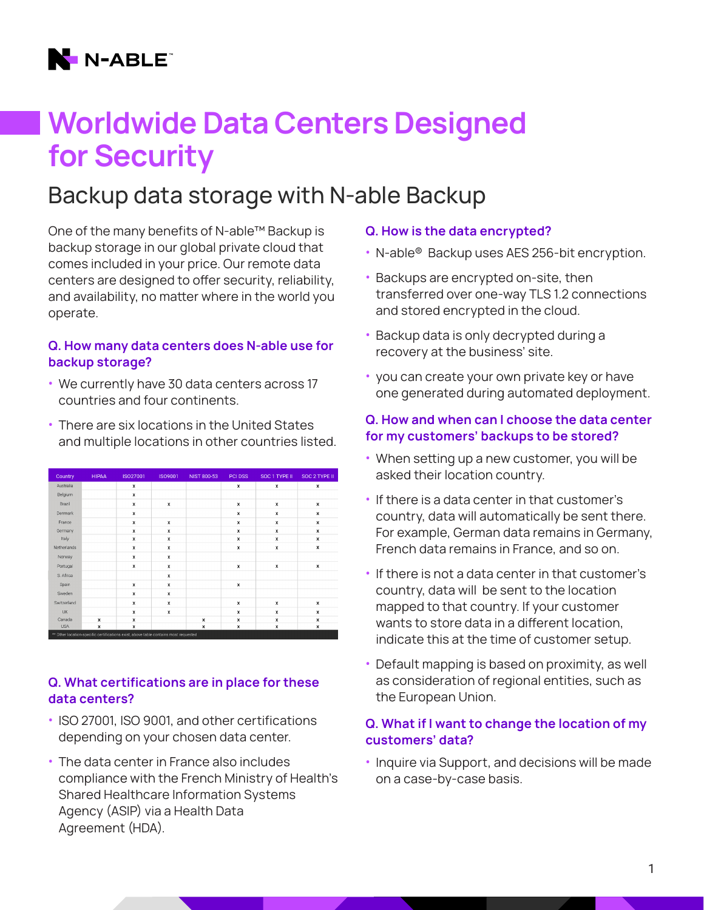# Worldwide Data Centers Designed for Security

## Backup data storage with N-able Backup

One of the many benefits of N-able™ Backup is backup storage in our global private cloud that comes included in your price. Our remote data centers are designed to offer security, reliability, and availability, no matter where in the world you operate.

### Q. How many data centers does N-able use for backup storage?

- We currently have 30 data centers across 17 countries and four continents.
- There are six locations in the United States and multiple locations in other countries listed.

| Country | HIPAA | ISO27001 | ISO9001 | NIST 800-53 | PCI DSS | SOC 1 TYPE II | SOC 2 TYPE II |
|---|---|---|---|---|---|---|---|
| Australia | | x | | | x | x | x |
| Belgium | | x | | | | | |
| Brazil | | x | x | | x | x | x |
| Denmark | | x | | | x | x | x |
| France | | x | x | | x | x | x |
| Germany | | x | x | | x | x | x |
| Italy | | x | x | | x | x | x |
| Netherlands | | x | x | | x | x | x |
| Norway | | x | x | | | | |
| Portugal | | x | x | | x | x | x |
| S. Africa | | | x | | | | |
| Spain | | x | x | | x | | |
| Sweden | | x | x | | | | |
| Switzerland | | x | x | | x | x | x |
| UK | | x | x | | x | x | x |
| Canada | x | x | | x | x | x | x |
| USA | x | x | | x | x | x | x |

** Other location-specific certifications exist, above table contains most requested

### Q. What certifications are in place for these data centers?

- ISO 27001, ISO 9001, and other certifications depending on your chosen data center.
- The data center in France also includes compliance with the French Ministry of Health's Shared Healthcare Information Systems Agency (ASIP) via a Health Data Agreement (HDA).

### Q. How is the data encrypted?

- N-able® Backup uses AES 256-bit encryption.
- Backups are encrypted on-site, then transferred over one-way TLS 1.2 connections and stored encrypted in the cloud.
- Backup data is only decrypted during a recovery at the business' site.
- you can create your own private key or have one generated during automated deployment.

### Q. How and when can I choose the data center for my customers' backups to be stored?

- When setting up a new customer, you will be asked their location country.
- If there is a data center in that customer's country, data will automatically be sent there. For example, German data remains in Germany, French data remains in France, and so on.
- If there is not a data center in that customer's country, data will be sent to the location mapped to that country. If your customer wants to store data in a different location, indicate this at the time of customer setup.
- Default mapping is based on proximity, as well as consideration of regional entities, such as the European Union.

### Q. What if I want to change the location of my customers' data?

- Inquire via Support, and decisions will be made on a case-by-case basis.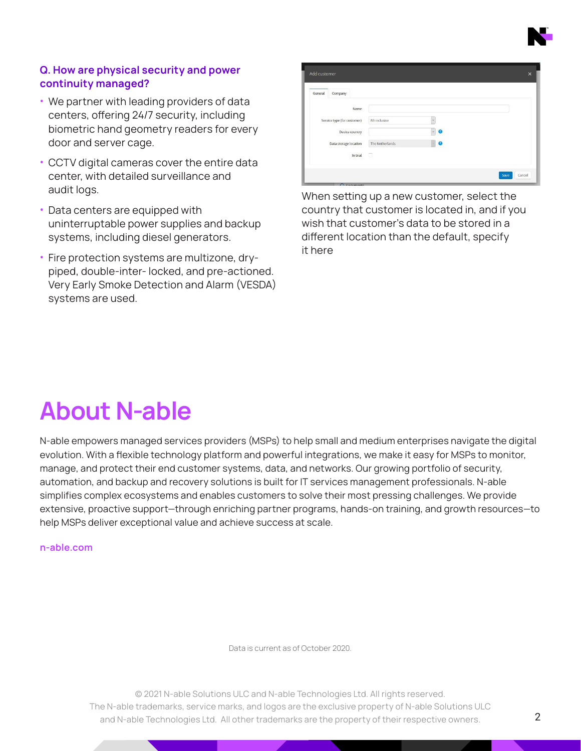### Q. How are physical security and power continuity managed?

- We partner with leading providers of data centers, offering 24/7 security, including biometric hand geometry readers for every door and server cage.
- CCTV digital cameras cover the entire data center, with detailed surveillance and audit logs.
- Data centers are equipped with uninterruptable power supplies and backup systems, including diesel generators.
- Fire protection systems are multizone, dry-piped, double-inter- locked, and pre-actioned. Very Early Smoke Detection and Alarm (VESDA) systems are used.

When setting up a new customer, select the country that customer is located in, and if you wish that customer's data to be stored in a different location than the default, specify it here

# About N-able

N-able empowers managed services providers (MSPs) to help small and medium enterprises navigate the digital evolution. With a flexible technology platform and powerful integrations, we make it easy for MSPs to monitor, manage, and protect their end customer systems, data, and networks. Our growing portfolio of security, automation, and backup and recovery solutions is built for IT services management professionals. N-able simplifies complex ecosystems and enables customers to solve their most pressing challenges. We provide extensive, proactive support—through enriching partner programs, hands-on training, and growth resources—to help MSPs deliver exceptional value and achieve success at scale.

**n-able.com**

Data is current as of October 2020.

© 2021 N-able Solutions ULC and N-able Technologies Ltd. All rights reserved.
The N-able trademarks, service marks, and logos are the exclusive property of N-able Solutions ULC and N-able Technologies Ltd. All other trademarks are the property of their respective owners.